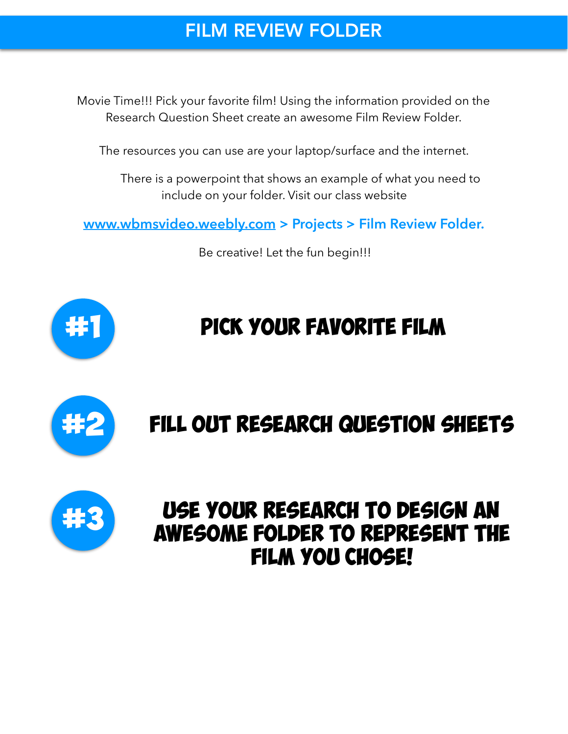# FILM REVIEW FOLDER

Movie Time!!! Pick your favorite film! Using the information provided on the Research Question Sheet create an awesome Film Review Folder.

The resources you can use are your laptop/surface and the internet.

There is a powerpoint that shows an example of what you need to include on your folder. Visit our class website

**www.wbmsvideo.weebly.com > Projects > Film Review Folder.**

Be creative! Let the fun begin!!!

## #1 PICK YOUR FAVORITE FILM

## #2 FILL OUT RESEARCH QUESTION SHEETS

## #3 USE YOUR RESEARCH TO DESIGN AN AWESOME FOLDER TO REPRESENT THE FILM YOU CHOSE!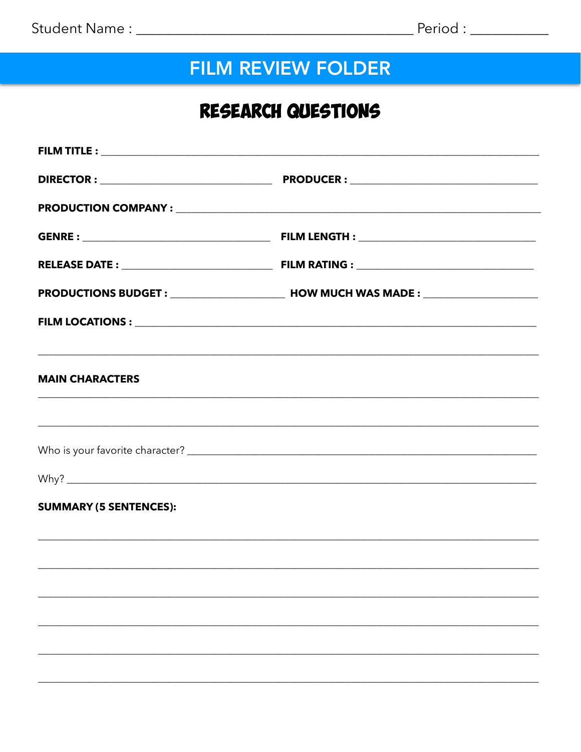Student Name : ______________________________ Period : __________

# FILM REVIEW FOLDER

## RESEARCH QUESTIONS

**FILM TITLE :** ______________________________________________

**DIRECTOR :** ____________________ **PRODUCER :** ____________________

**PRODUCTION COMPANY :** ______________________________________

**GENRE :** ____________________ **FILM LENGTH :** ____________________

**RELEASE DATE :** ____________________ **FILM RATING :** ____________________

**PRODUCTIONS BUDGET :** ______________ **HOW MUCH WAS MADE :** ______________

**FILM LOCATIONS :** ______________________________________________

______________________________________________________________

**MAIN CHARACTERS**

______________________________________________________________

______________________________________________________________

Who is your favorite character? ______________________________________

Why? ____________________________________________________________

**SUMMARY (5 SENTENCES):**

______________________________________________________________

______________________________________________________________

______________________________________________________________

______________________________________________________________

______________________________________________________________

______________________________________________________________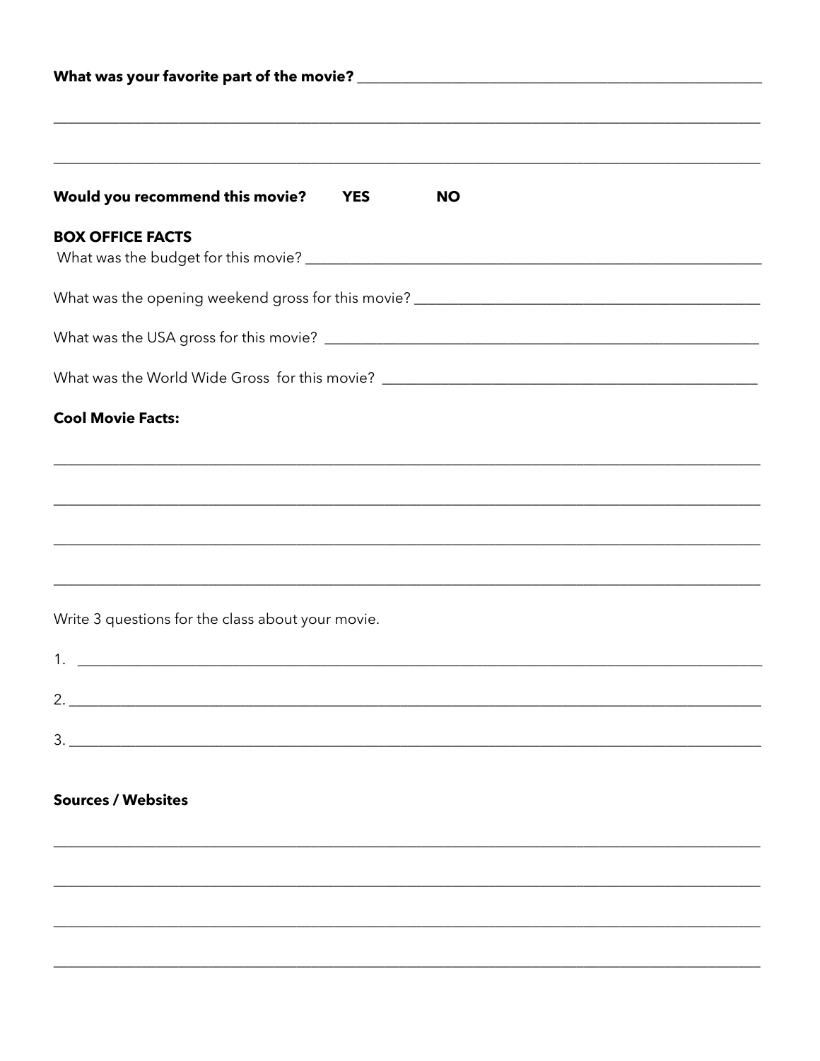**What was your favorite part of the movie?** ______________________________________________________

______________________________________________________________________________

______________________________________________________________________________

**Would you recommend this movie?** **YES** **NO**

**BOX OFFICE FACTS**

What was the budget for this movie? ______________________________________________________

What was the opening weekend gross for this movie? _____________________________________

What was the USA gross for this movie? ___________________________________________________

What was the World Wide Gross for this movie? _______________________________________

**Cool Movie Facts:**

______________________________________________________________________________

______________________________________________________________________________

______________________________________________________________________________

______________________________________________________________________________

Write 3 questions for the class about your movie.

1. ____________________________________________________________________________

2. ____________________________________________________________________________

3. ____________________________________________________________________________

**Sources / Websites**

______________________________________________________________________________

______________________________________________________________________________

______________________________________________________________________________

______________________________________________________________________________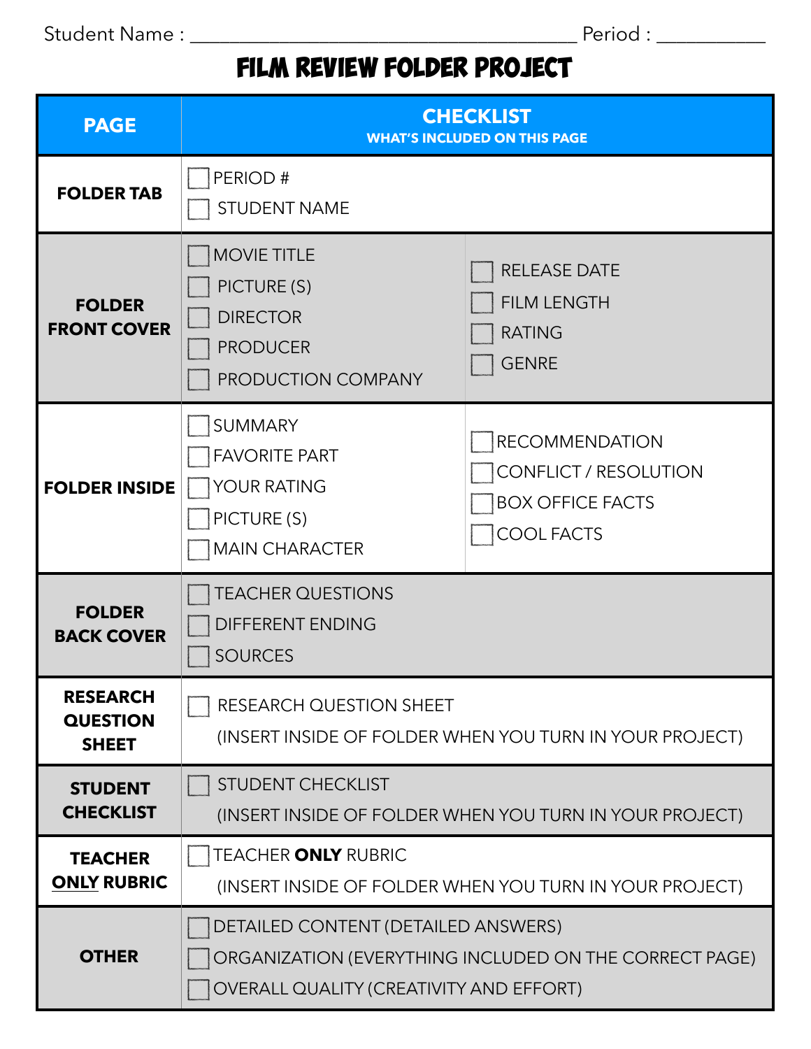Student Name : ______________________________________ Period : ___________

# FILM REVIEW FOLDER PROJECT

| PAGE | CHECKLIST<br>WHAT'S INCLUDED ON THIS PAGE | |
|---|---|---|
| **FOLDER TAB** | ☐ PERIOD #<br>☐ STUDENT NAME | |
| **FOLDER FRONT COVER** | ☐ MOVIE TITLE<br>☐ PICTURE (S)<br>☐ DIRECTOR<br>☐ PRODUCER<br>☐ PRODUCTION COMPANY | ☐ RELEASE DATE<br>☐ FILM LENGTH<br>☐ RATING<br>☐ GENRE |
| **FOLDER INSIDE** | ☐ SUMMARY<br>☐ FAVORITE PART<br>☐ YOUR RATING<br>☐ PICTURE (S)<br>☐ MAIN CHARACTER | ☐ RECOMMENDATION<br>☐ CONFLICT / RESOLUTION<br>☐ BOX OFFICE FACTS<br>☐ COOL FACTS |
| **FOLDER BACK COVER** | ☐ TEACHER QUESTIONS<br>☐ DIFFERENT ENDING<br>☐ SOURCES | |
| **RESEARCH QUESTION SHEET** | ☐ RESEARCH QUESTION SHEET<br>(INSERT INSIDE OF FOLDER WHEN YOU TURN IN YOUR PROJECT) | |
| **STUDENT CHECKLIST** | ☐ STUDENT CHECKLIST<br>(INSERT INSIDE OF FOLDER WHEN YOU TURN IN YOUR PROJECT) | |
| **TEACHER ONLY RUBRIC** | ☐ TEACHER **ONLY** RUBRIC<br>(INSERT INSIDE OF FOLDER WHEN YOU TURN IN YOUR PROJECT) | |
| **OTHER** | ☐ DETAILED CONTENT (DETAILED ANSWERS)<br>☐ ORGANIZATION (EVERYTHING INCLUDED ON THE CORRECT PAGE)<br>☐ OVERALL QUALITY (CREATIVITY AND EFFORT) | |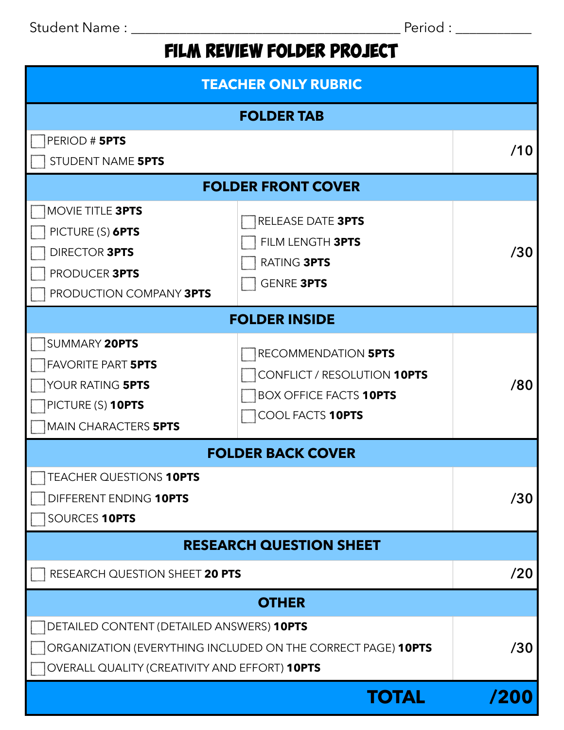Student Name : ______________________________ Period : __________

# FILM REVIEW FOLDER PROJECT

| TEACHER ONLY RUBRIC | | |
|---|---|---|
| **FOLDER TAB** | | |
| ☐ PERIOD # **5PTS**<br>☐ STUDENT NAME **5PTS** | | /10 |
| **FOLDER FRONT COVER** | | |
| ☐ MOVIE TITLE **3PTS**<br>☐ PICTURE (S) **6PTS**<br>☐ DIRECTOR **3PTS**<br>☐ PRODUCER **3PTS**<br>☐ PRODUCTION COMPANY **3PTS** | ☐ RELEASE DATE **3PTS**<br>☐ FILM LENGTH **3PTS**<br>☐ RATING **3PTS**<br>☐ GENRE **3PTS** | /30 |
| **FOLDER INSIDE** | | |
| ☐ SUMMARY **20PTS**<br>☐ FAVORITE PART **5PTS**<br>☐ YOUR RATING **5PTS**<br>☐ PICTURE (S) **10PTS**<br>☐ MAIN CHARACTERS **5PTS** | ☐ RECOMMENDATION **5PTS**<br>☐ CONFLICT / RESOLUTION **10PTS**<br>☐ BOX OFFICE FACTS **10PTS**<br>☐ COOL FACTS **10PTS** | /80 |
| **FOLDER BACK COVER** | | |
| ☐ TEACHER QUESTIONS **10PTS**<br>☐ DIFFERENT ENDING **10PTS**<br>☐ SOURCES **10PTS** | | /30 |
| **RESEARCH QUESTION SHEET** | | |
| ☐ RESEARCH QUESTION SHEET **20 PTS** | | /20 |
| **OTHER** | | |
| ☐ DETAILED CONTENT (DETAILED ANSWERS) **10PTS**<br>☐ ORGANIZATION (EVERYTHING INCLUDED ON THE CORRECT PAGE) **10PTS**<br>☐ OVERALL QUALITY (CREATIVITY AND EFFORT) **10PTS** | | /30 |
| | **TOTAL** | **/200** |